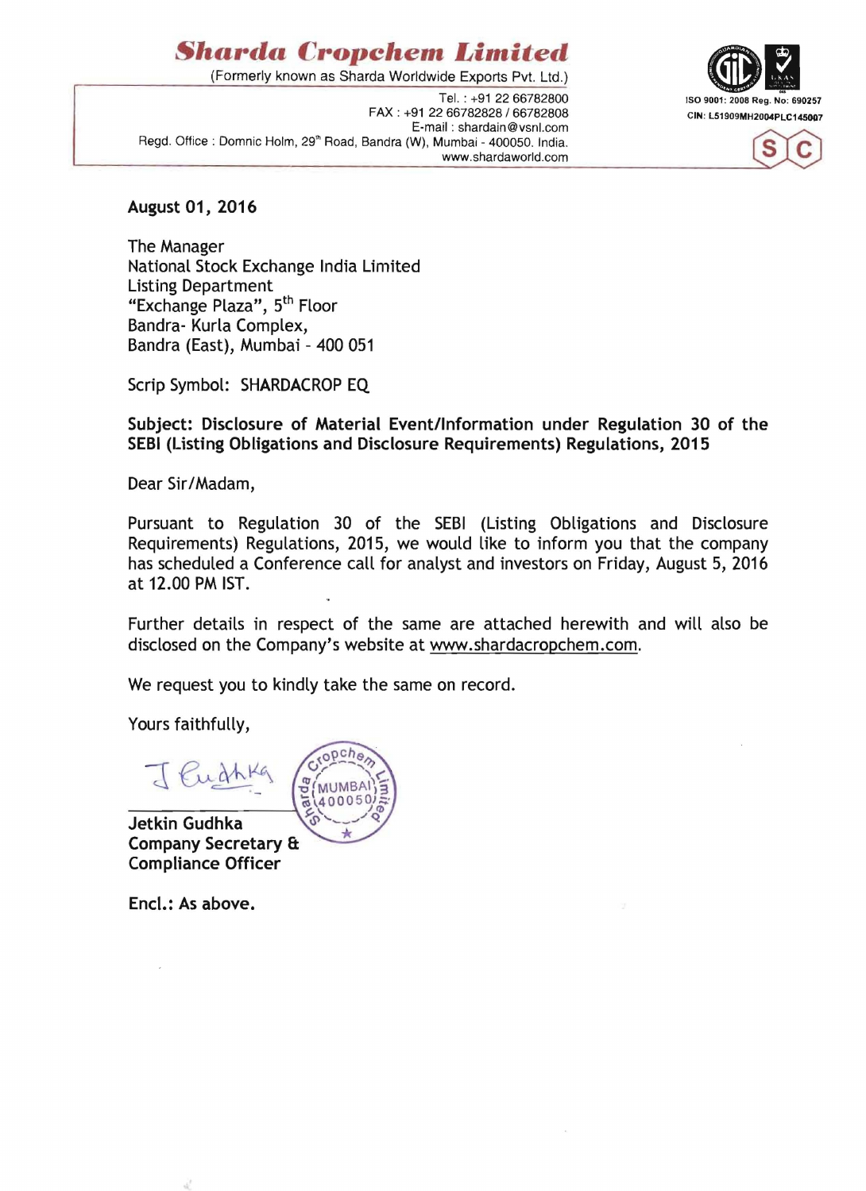# Sharda Cropchem Limited

(Formerly known as Sharda Worldwide Exports Pvt. Ltd.)

Tel. : +91 22 66782800
FAX : +91 22 66782828 / 66782808
E-mail : shardain@vsnl.com
Regd. Office : Domnic Holm, 29th Road, Bandra (W), Mumbai - 400050. India.
www.shardaworld.com

ISO 9001: 2008 Reg. No: 690257
CIN: L51909MH2004PLC145007

**August 01, 2016**

The Manager
National Stock Exchange India Limited
Listing Department
"Exchange Plaza", 5th Floor
Bandra- Kurla Complex,
Bandra (East), Mumbai - 400 051

Scrip Symbol: SHARDACROP EQ

**Subject: Disclosure of Material Event/Information under Regulation 30 of the SEBI (Listing Obligations and Disclosure Requirements) Regulations, 2015**

Dear Sir/Madam,

Pursuant to Regulation 30 of the SEBI (Listing Obligations and Disclosure Requirements) Regulations, 2015, we would like to inform you that the company has scheduled a Conference call for analyst and investors on Friday, August 5, 2016 at 12.00 PM IST.

Further details in respect of the same are attached herewith and will also be disclosed on the Company's website at www.shardacropchem.com.

We request you to kindly take the same on record.

Yours faithfully,

**Jetkin Gudhka**
**Company Secretary & Compliance Officer**

**Encl.: As above.**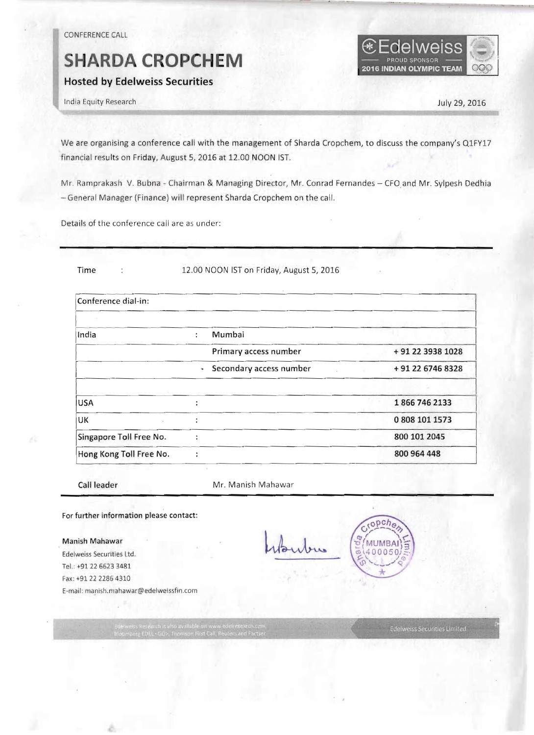CONFERENCE CALL

# SHARDA CROPCHEM

**Hosted by Edelweiss Securities**

India Equity Research

July 29, 2016

We are organising a conference call with the management of Sharda Cropchem, to discuss the company's Q1FY17 financial results on Friday, August 5, 2016 at 12.00 NOON IST.

Mr. Ramprakash V. Bubna - Chairman & Managing Director, Mr. Conrad Fernandes – CFO and Mr. Sylpesh Dedhia – General Manager (Finance) will represent Sharda Cropchem on the call.

Details of the conference call are as under:

Time : 12.00 NOON IST on Friday, August 5, 2016

| Conference dial-in: | | | |
|---|---|---|---|
| | | | |
| India | : | Mumbai | |
| | | Primary access number | + 91 22 3938 1028 |
| | | Secondary access number | + 91 22 6746 8328 |
| | | | |
| USA | : | | 1 866 746 2133 |
| UK | : | | 0 808 101 1573 |
| Singapore Toll Free No. | : | | 800 101 2045 |
| Hong Kong Toll Free No. | : | | 800 964 448 |

**Call leader** Mr. Manish Mahawar

**For further information please contact:**

**Manish Mahawar**
Edelweiss Securities Ltd.
Tel.: +91 22 6623 3481
Fax: +91 22 2286 4310
E-mail: manish.mahawar@edelweissfin.com

Sharda Cropchem Limited, Mumbai 400050